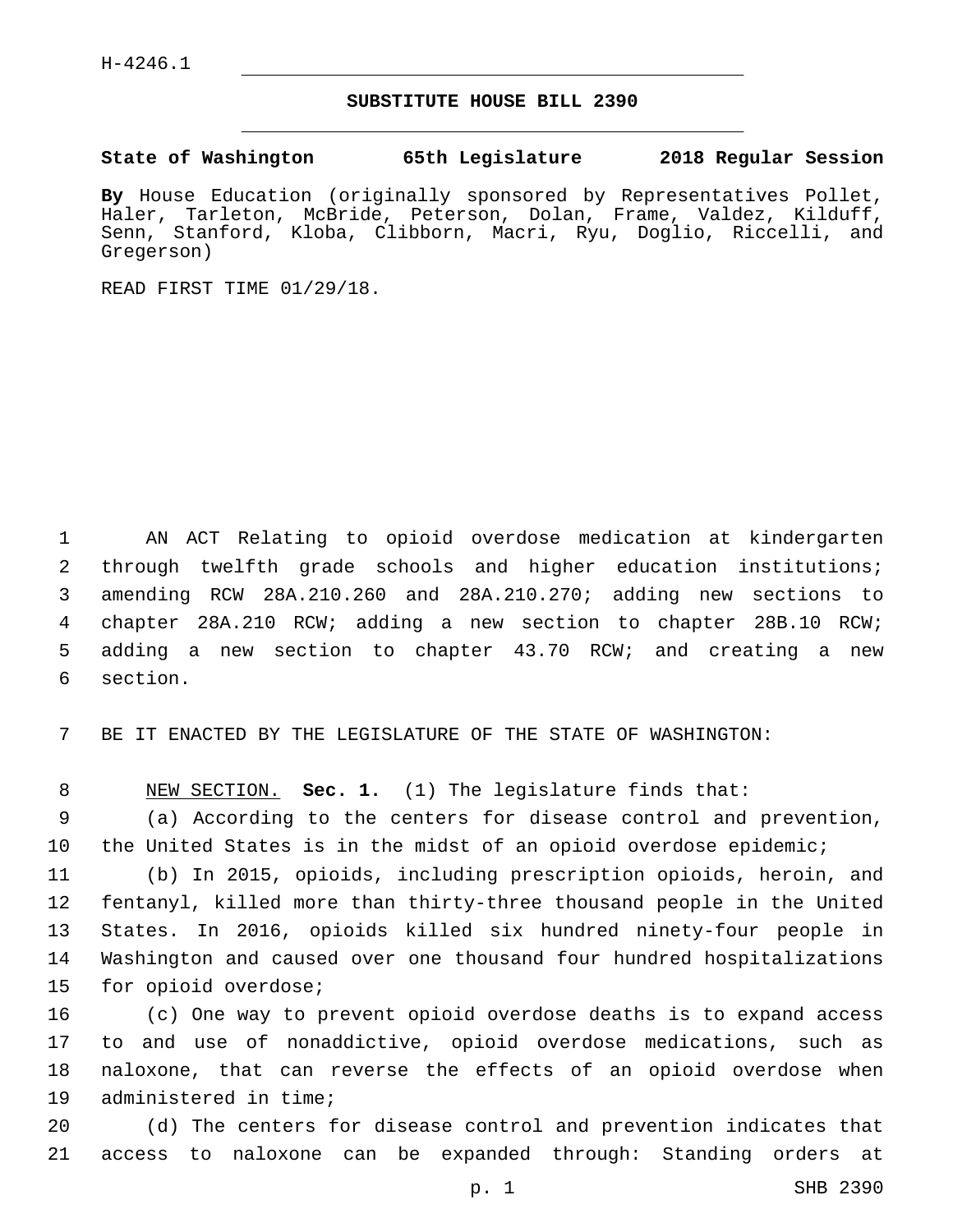H-4246.1

# SUBSTITUTE HOUSE BILL 2390

**State of Washington 65th Legislature 2018 Regular Session**

**By** House Education (originally sponsored by Representatives Pollet, Haler, Tarleton, McBride, Peterson, Dolan, Frame, Valdez, Kilduff, Senn, Stanford, Kloba, Clibborn, Macri, Ryu, Doglio, Riccelli, and Gregerson)

READ FIRST TIME 01/29/18.

AN ACT Relating to opioid overdose medication at kindergarten through twelfth grade schools and higher education institutions; amending RCW 28A.210.260 and 28A.210.270; adding new sections to chapter 28A.210 RCW; adding a new section to chapter 28B.10 RCW; adding a new section to chapter 43.70 RCW; and creating a new section.

BE IT ENACTED BY THE LEGISLATURE OF THE STATE OF WASHINGTON:

NEW SECTION. **Sec. 1.** (1) The legislature finds that:

(a) According to the centers for disease control and prevention, the United States is in the midst of an opioid overdose epidemic;

(b) In 2015, opioids, including prescription opioids, heroin, and fentanyl, killed more than thirty-three thousand people in the United States. In 2016, opioids killed six hundred ninety-four people in Washington and caused over one thousand four hundred hospitalizations for opioid overdose;

(c) One way to prevent opioid overdose deaths is to expand access to and use of nonaddictive, opioid overdose medications, such as naloxone, that can reverse the effects of an opioid overdose when administered in time;

(d) The centers for disease control and prevention indicates that access to naloxone can be expanded through: Standing orders at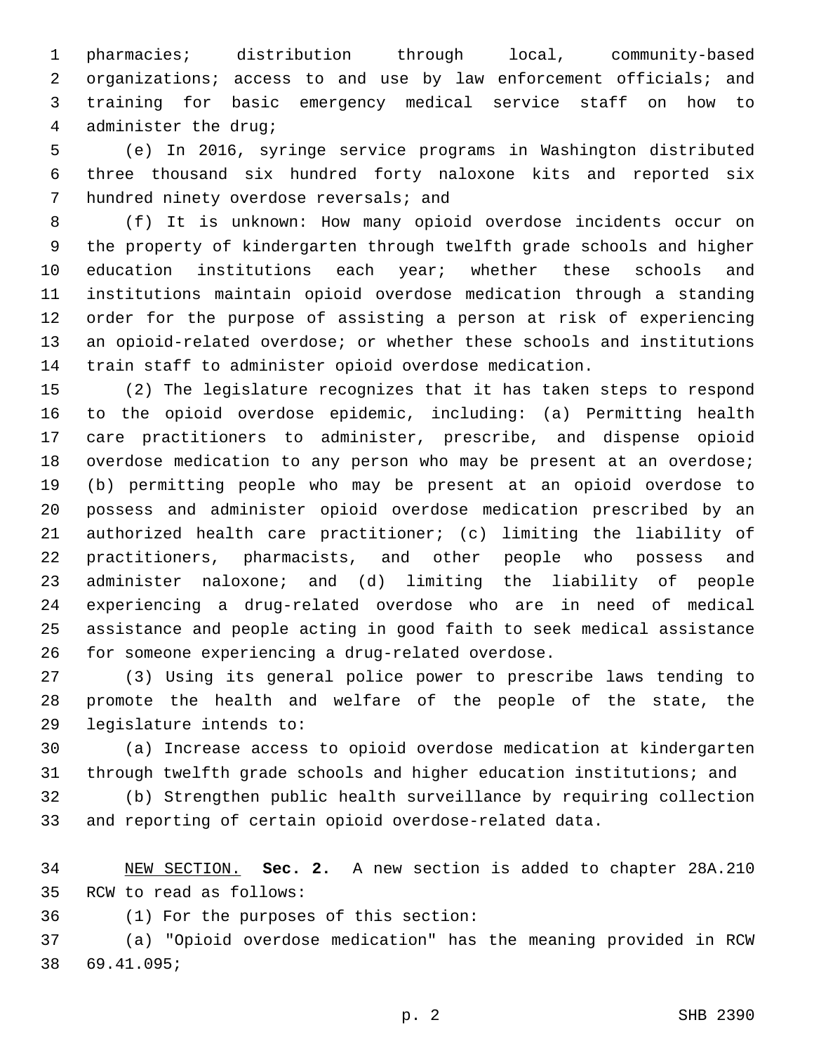pharmacies; distribution through local, community-based organizations; access to and use by law enforcement officials; and training for basic emergency medical service staff on how to administer the drug;

(e) In 2016, syringe service programs in Washington distributed three thousand six hundred forty naloxone kits and reported six hundred ninety overdose reversals; and

(f) It is unknown: How many opioid overdose incidents occur on the property of kindergarten through twelfth grade schools and higher education institutions each year; whether these schools and institutions maintain opioid overdose medication through a standing order for the purpose of assisting a person at risk of experiencing an opioid-related overdose; or whether these schools and institutions train staff to administer opioid overdose medication.

(2) The legislature recognizes that it has taken steps to respond to the opioid overdose epidemic, including: (a) Permitting health care practitioners to administer, prescribe, and dispense opioid overdose medication to any person who may be present at an overdose; (b) permitting people who may be present at an opioid overdose to possess and administer opioid overdose medication prescribed by an authorized health care practitioner; (c) limiting the liability of practitioners, pharmacists, and other people who possess and administer naloxone; and (d) limiting the liability of people experiencing a drug-related overdose who are in need of medical assistance and people acting in good faith to seek medical assistance for someone experiencing a drug-related overdose.

(3) Using its general police power to prescribe laws tending to promote the health and welfare of the people of the state, the legislature intends to:

(a) Increase access to opioid overdose medication at kindergarten through twelfth grade schools and higher education institutions; and

(b) Strengthen public health surveillance by requiring collection and reporting of certain opioid overdose-related data.

NEW SECTION. **Sec. 2.** A new section is added to chapter 28A.210 RCW to read as follows:

(1) For the purposes of this section:

(a) "Opioid overdose medication" has the meaning provided in RCW 69.41.095;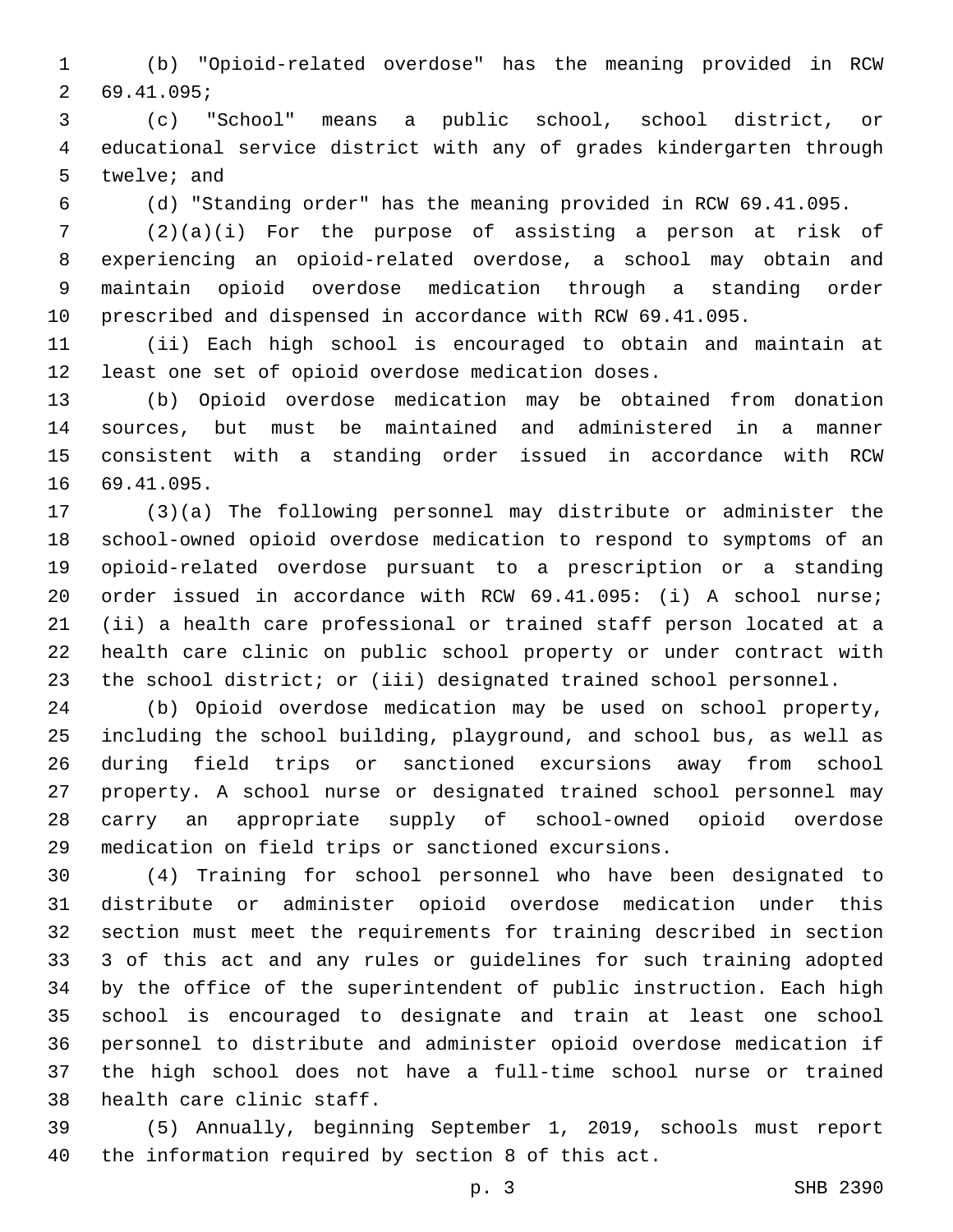(b) "Opioid-related overdose" has the meaning provided in RCW 69.41.095;

(c) "School" means a public school, school district, or educational service district with any of grades kindergarten through twelve; and

(d) "Standing order" has the meaning provided in RCW 69.41.095.

(2)(a)(i) For the purpose of assisting a person at risk of experiencing an opioid-related overdose, a school may obtain and maintain opioid overdose medication through a standing order prescribed and dispensed in accordance with RCW 69.41.095.

(ii) Each high school is encouraged to obtain and maintain at least one set of opioid overdose medication doses.

(b) Opioid overdose medication may be obtained from donation sources, but must be maintained and administered in a manner consistent with a standing order issued in accordance with RCW 69.41.095.

(3)(a) The following personnel may distribute or administer the school-owned opioid overdose medication to respond to symptoms of an opioid-related overdose pursuant to a prescription or a standing order issued in accordance with RCW 69.41.095: (i) A school nurse; (ii) a health care professional or trained staff person located at a health care clinic on public school property or under contract with the school district; or (iii) designated trained school personnel.

(b) Opioid overdose medication may be used on school property, including the school building, playground, and school bus, as well as during field trips or sanctioned excursions away from school property. A school nurse or designated trained school personnel may carry an appropriate supply of school-owned opioid overdose medication on field trips or sanctioned excursions.

(4) Training for school personnel who have been designated to distribute or administer opioid overdose medication under this section must meet the requirements for training described in section 3 of this act and any rules or guidelines for such training adopted by the office of the superintendent of public instruction. Each high school is encouraged to designate and train at least one school personnel to distribute and administer opioid overdose medication if the high school does not have a full-time school nurse or trained health care clinic staff.

(5) Annually, beginning September 1, 2019, schools must report the information required by section 8 of this act.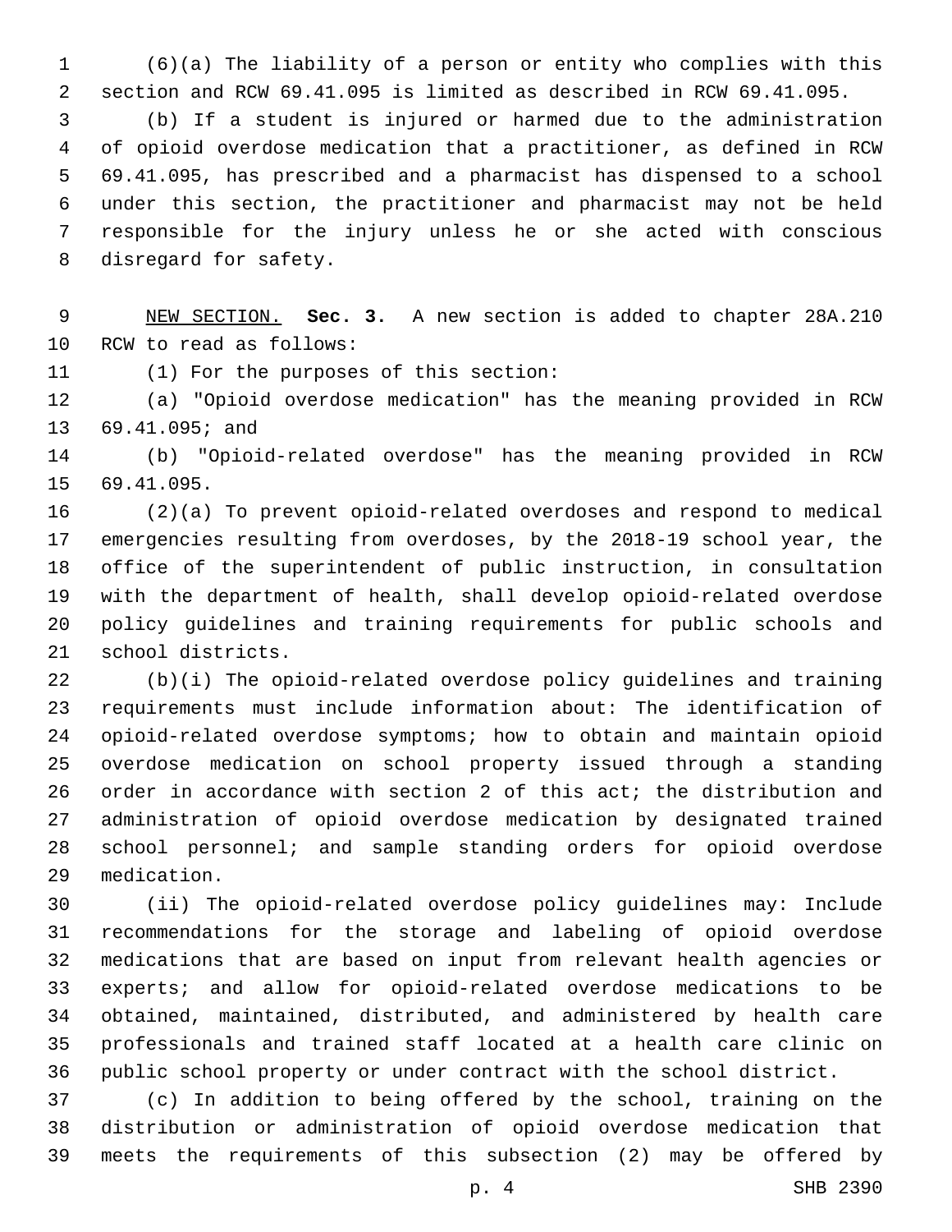(6)(a) The liability of a person or entity who complies with this section and RCW 69.41.095 is limited as described in RCW 69.41.095.

(b) If a student is injured or harmed due to the administration of opioid overdose medication that a practitioner, as defined in RCW 69.41.095, has prescribed and a pharmacist has dispensed to a school under this section, the practitioner and pharmacist may not be held responsible for the injury unless he or she acted with conscious disregard for safety.

NEW SECTION. **Sec. 3.** A new section is added to chapter 28A.210 RCW to read as follows:

(1) For the purposes of this section:

(a) "Opioid overdose medication" has the meaning provided in RCW 69.41.095; and

(b) "Opioid-related overdose" has the meaning provided in RCW 69.41.095.

(2)(a) To prevent opioid-related overdoses and respond to medical emergencies resulting from overdoses, by the 2018-19 school year, the office of the superintendent of public instruction, in consultation with the department of health, shall develop opioid-related overdose policy guidelines and training requirements for public schools and school districts.

(b)(i) The opioid-related overdose policy guidelines and training requirements must include information about: The identification of opioid-related overdose symptoms; how to obtain and maintain opioid overdose medication on school property issued through a standing order in accordance with section 2 of this act; the distribution and administration of opioid overdose medication by designated trained school personnel; and sample standing orders for opioid overdose medication.

(ii) The opioid-related overdose policy guidelines may: Include recommendations for the storage and labeling of opioid overdose medications that are based on input from relevant health agencies or experts; and allow for opioid-related overdose medications to be obtained, maintained, distributed, and administered by health care professionals and trained staff located at a health care clinic on public school property or under contract with the school district.

(c) In addition to being offered by the school, training on the distribution or administration of opioid overdose medication that meets the requirements of this subsection (2) may be offered by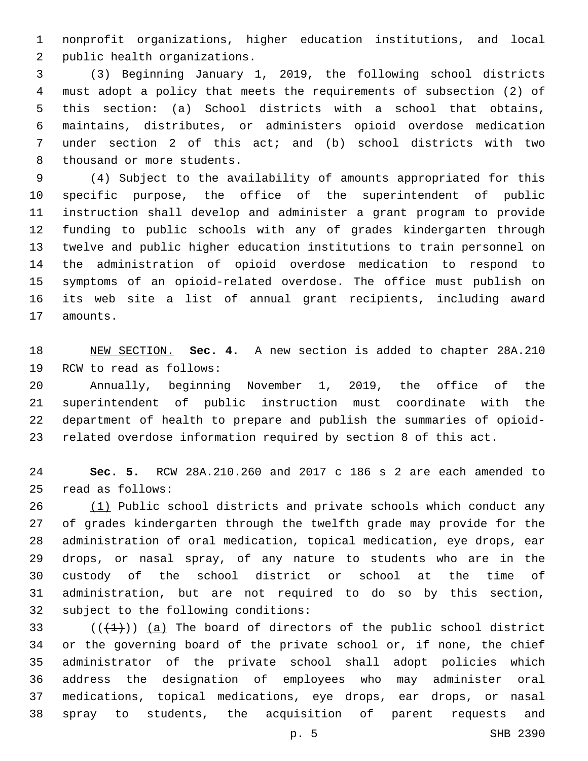nonprofit organizations, higher education institutions, and local public health organizations.

(3) Beginning January 1, 2019, the following school districts must adopt a policy that meets the requirements of subsection (2) of this section: (a) School districts with a school that obtains, maintains, distributes, or administers opioid overdose medication under section 2 of this act; and (b) school districts with two thousand or more students.

(4) Subject to the availability of amounts appropriated for this specific purpose, the office of the superintendent of public instruction shall develop and administer a grant program to provide funding to public schools with any of grades kindergarten through twelve and public higher education institutions to train personnel on the administration of opioid overdose medication to respond to symptoms of an opioid-related overdose. The office must publish on its web site a list of annual grant recipients, including award amounts.

NEW SECTION. **Sec. 4.** A new section is added to chapter 28A.210 RCW to read as follows:

Annually, beginning November 1, 2019, the office of the superintendent of public instruction must coordinate with the department of health to prepare and publish the summaries of opioid-related overdose information required by section 8 of this act.

**Sec. 5.** RCW 28A.210.260 and 2017 c 186 s 2 are each amended to read as follows:

(1) Public school districts and private schools which conduct any of grades kindergarten through the twelfth grade may provide for the administration of oral medication, topical medication, eye drops, ear drops, or nasal spray, of any nature to students who are in the custody of the school district or school at the time of administration, but are not required to do so by this section, subject to the following conditions:

((~~(1)~~)) (a) The board of directors of the public school district or the governing board of the private school or, if none, the chief administrator of the private school shall adopt policies which address the designation of employees who may administer oral medications, topical medications, eye drops, ear drops, or nasal spray to students, the acquisition of parent requests and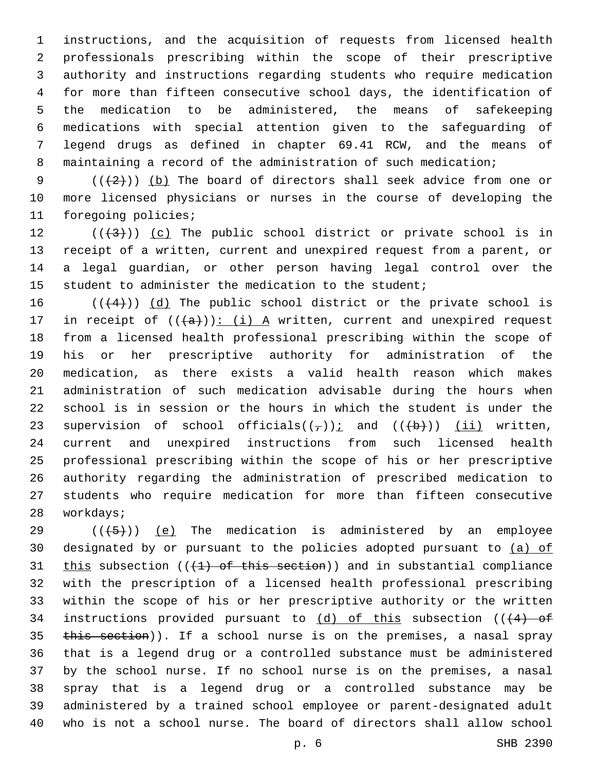instructions, and the acquisition of requests from licensed health professionals prescribing within the scope of their prescriptive authority and instructions regarding students who require medication for more than fifteen consecutive school days, the identification of the medication to be administered, the means of safekeeping medications with special attention given to the safeguarding of legend drugs as defined in chapter 69.41 RCW, and the means of maintaining a record of the administration of such medication;

((~~(2)~~)) (b) The board of directors shall seek advice from one or more licensed physicians or nurses in the course of developing the foregoing policies;

((~~(3)~~)) (c) The public school district or private school is in receipt of a written, current and unexpired request from a parent, or a legal guardian, or other person having legal control over the student to administer the medication to the student;

((~~(4)~~)) (d) The public school district or the private school is in receipt of ((~~(a)~~)): (i) A written, current and unexpired request from a licensed health professional prescribing within the scope of his or her prescriptive authority for administration of the medication, as there exists a valid health reason which makes administration of such medication advisable during the hours when school is in session or the hours in which the student is under the supervision of school officials((~~,~~)); and ((~~(b)~~)) (ii) written, current and unexpired instructions from such licensed health professional prescribing within the scope of his or her prescriptive authority regarding the administration of prescribed medication to students who require medication for more than fifteen consecutive workdays;

((~~(5)~~)) (e) The medication is administered by an employee designated by or pursuant to the policies adopted pursuant to (a) of this subsection ((~~(1) of this section~~)) and in substantial compliance with the prescription of a licensed health professional prescribing within the scope of his or her prescriptive authority or the written instructions provided pursuant to (d) of this subsection ((~~(4) of this section~~)). If a school nurse is on the premises, a nasal spray that is a legend drug or a controlled substance must be administered by the school nurse. If no school nurse is on the premises, a nasal spray that is a legend drug or a controlled substance may be administered by a trained school employee or parent-designated adult who is not a school nurse. The board of directors shall allow school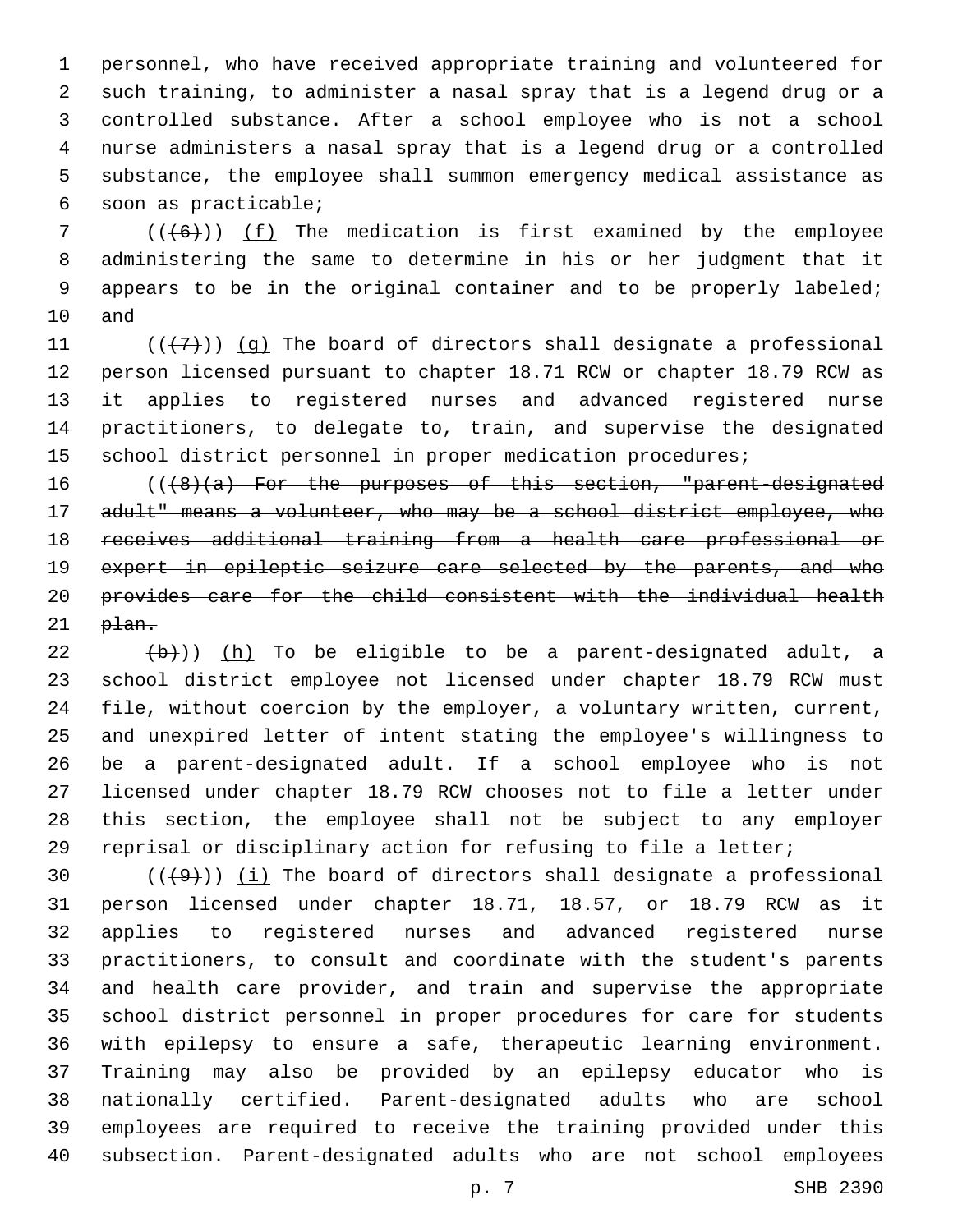personnel, who have received appropriate training and volunteered for such training, to administer a nasal spray that is a legend drug or a controlled substance. After a school employee who is not a school nurse administers a nasal spray that is a legend drug or a controlled substance, the employee shall summon emergency medical assistance as soon as practicable;

((~~(6)~~)) (f) The medication is first examined by the employee administering the same to determine in his or her judgment that it appears to be in the original container and to be properly labeled; and

((~~(7)~~)) (g) The board of directors shall designate a professional person licensed pursuant to chapter 18.71 RCW or chapter 18.79 RCW as it applies to registered nurses and advanced registered nurse practitioners, to delegate to, train, and supervise the designated school district personnel in proper medication procedures;

((~~(8)(a) For the purposes of this section, "parent-designated adult" means a volunteer, who may be a school district employee, who receives additional training from a health care professional or expert in epileptic seizure care selected by the parents, and who provides care for the child consistent with the individual health plan.~~

~~(b)~~)) (h) To be eligible to be a parent-designated adult, a school district employee not licensed under chapter 18.79 RCW must file, without coercion by the employer, a voluntary written, current, and unexpired letter of intent stating the employee's willingness to be a parent-designated adult. If a school employee who is not licensed under chapter 18.79 RCW chooses not to file a letter under this section, the employee shall not be subject to any employer reprisal or disciplinary action for refusing to file a letter;

((~~(9)~~)) (i) The board of directors shall designate a professional person licensed under chapter 18.71, 18.57, or 18.79 RCW as it applies to registered nurses and advanced registered nurse practitioners, to consult and coordinate with the student's parents and health care provider, and train and supervise the appropriate school district personnel in proper procedures for care for students with epilepsy to ensure a safe, therapeutic learning environment. Training may also be provided by an epilepsy educator who is nationally certified. Parent-designated adults who are school employees are required to receive the training provided under this subsection. Parent-designated adults who are not school employees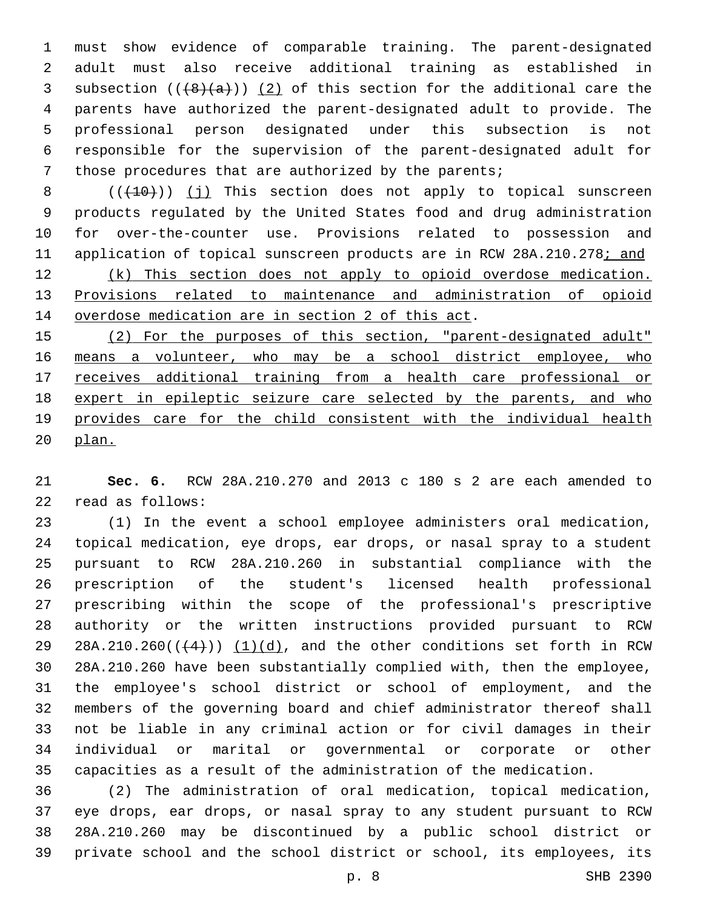must show evidence of comparable training. The parent-designated adult must also receive additional training as established in subsection ((~~(8)(a)~~)) <u>(2)</u> of this section for the additional care the parents have authorized the parent-designated adult to provide. The professional person designated under this subsection is not responsible for the supervision of the parent-designated adult for those procedures that are authorized by the parents;

((~~(10)~~)) <u>(j)</u> This section does not apply to topical sunscreen products regulated by the United States food and drug administration for over-the-counter use. Provisions related to possession and application of topical sunscreen products are in RCW 28A.210.278<u>; and</u>

<u>(k) This section does not apply to opioid overdose medication. Provisions related to maintenance and administration of opioid overdose medication are in section 2 of this act</u>.

<u>(2) For the purposes of this section, "parent-designated adult" means a volunteer, who may be a school district employee, who receives additional training from a health care professional or expert in epileptic seizure care selected by the parents, and who provides care for the child consistent with the individual health plan.</u>

**Sec. 6.** RCW 28A.210.270 and 2013 c 180 s 2 are each amended to read as follows:

(1) In the event a school employee administers oral medication, topical medication, eye drops, ear drops, or nasal spray to a student pursuant to RCW 28A.210.260 in substantial compliance with the prescription of the student's licensed health professional prescribing within the scope of the professional's prescriptive authority or the written instructions provided pursuant to RCW 28A.210.260((~~(4)~~)) <u>(1)(d)</u>, and the other conditions set forth in RCW 28A.210.260 have been substantially complied with, then the employee, the employee's school district or school of employment, and the members of the governing board and chief administrator thereof shall not be liable in any criminal action or for civil damages in their individual or marital or governmental or corporate or other capacities as a result of the administration of the medication.

(2) The administration of oral medication, topical medication, eye drops, ear drops, or nasal spray to any student pursuant to RCW 28A.210.260 may be discontinued by a public school district or private school and the school district or school, its employees, its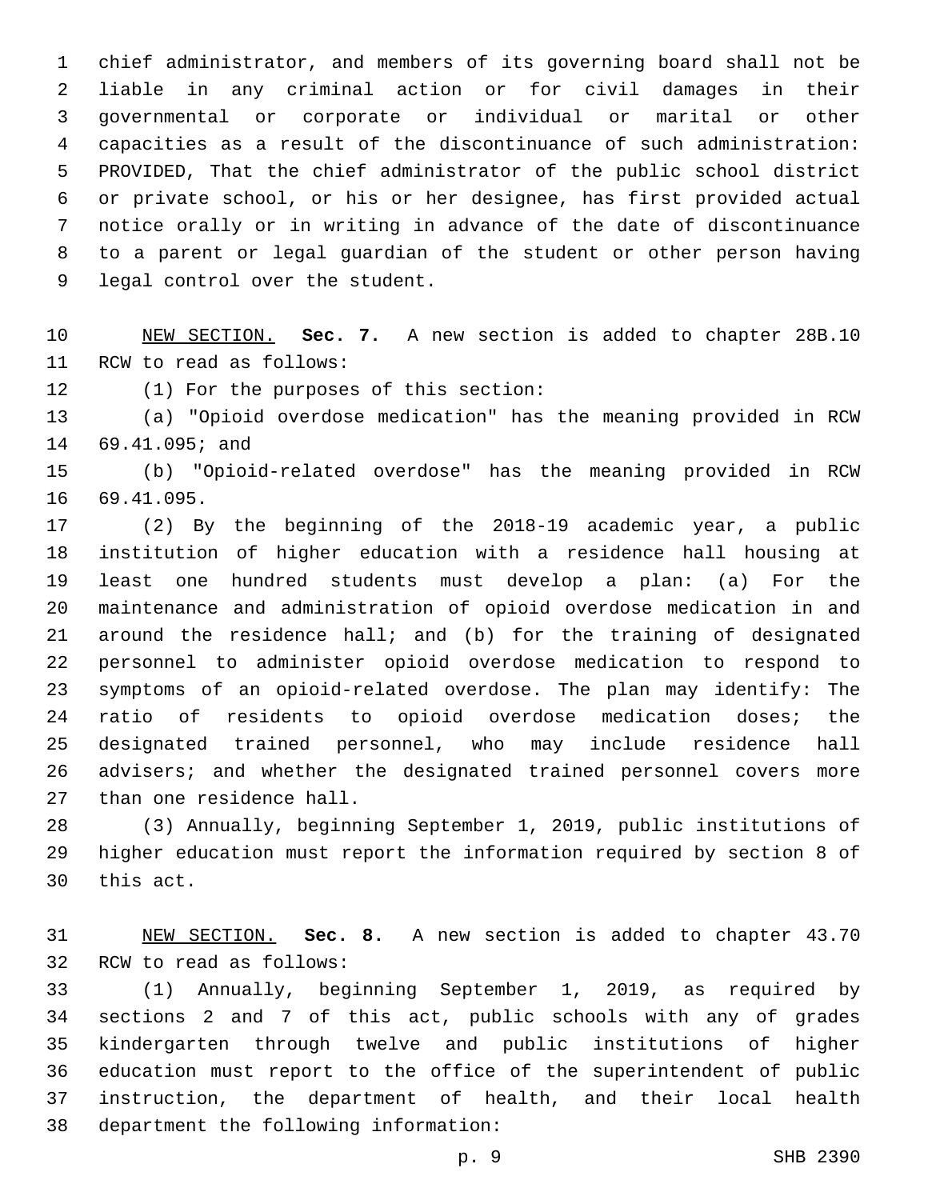chief administrator, and members of its governing board shall not be liable in any criminal action or for civil damages in their governmental or corporate or individual or marital or other capacities as a result of the discontinuance of such administration: PROVIDED, That the chief administrator of the public school district or private school, or his or her designee, has first provided actual notice orally or in writing in advance of the date of discontinuance to a parent or legal guardian of the student or other person having legal control over the student.

NEW SECTION. **Sec. 7.** A new section is added to chapter 28B.10 RCW to read as follows:

(1) For the purposes of this section:

(a) "Opioid overdose medication" has the meaning provided in RCW 69.41.095; and

(b) "Opioid-related overdose" has the meaning provided in RCW 69.41.095.

(2) By the beginning of the 2018-19 academic year, a public institution of higher education with a residence hall housing at least one hundred students must develop a plan: (a) For the maintenance and administration of opioid overdose medication in and around the residence hall; and (b) for the training of designated personnel to administer opioid overdose medication to respond to symptoms of an opioid-related overdose. The plan may identify: The ratio of residents to opioid overdose medication doses; the designated trained personnel, who may include residence hall advisers; and whether the designated trained personnel covers more than one residence hall.

(3) Annually, beginning September 1, 2019, public institutions of higher education must report the information required by section 8 of this act.

NEW SECTION. **Sec. 8.** A new section is added to chapter 43.70 RCW to read as follows:

(1) Annually, beginning September 1, 2019, as required by sections 2 and 7 of this act, public schools with any of grades kindergarten through twelve and public institutions of higher education must report to the office of the superintendent of public instruction, the department of health, and their local health department the following information: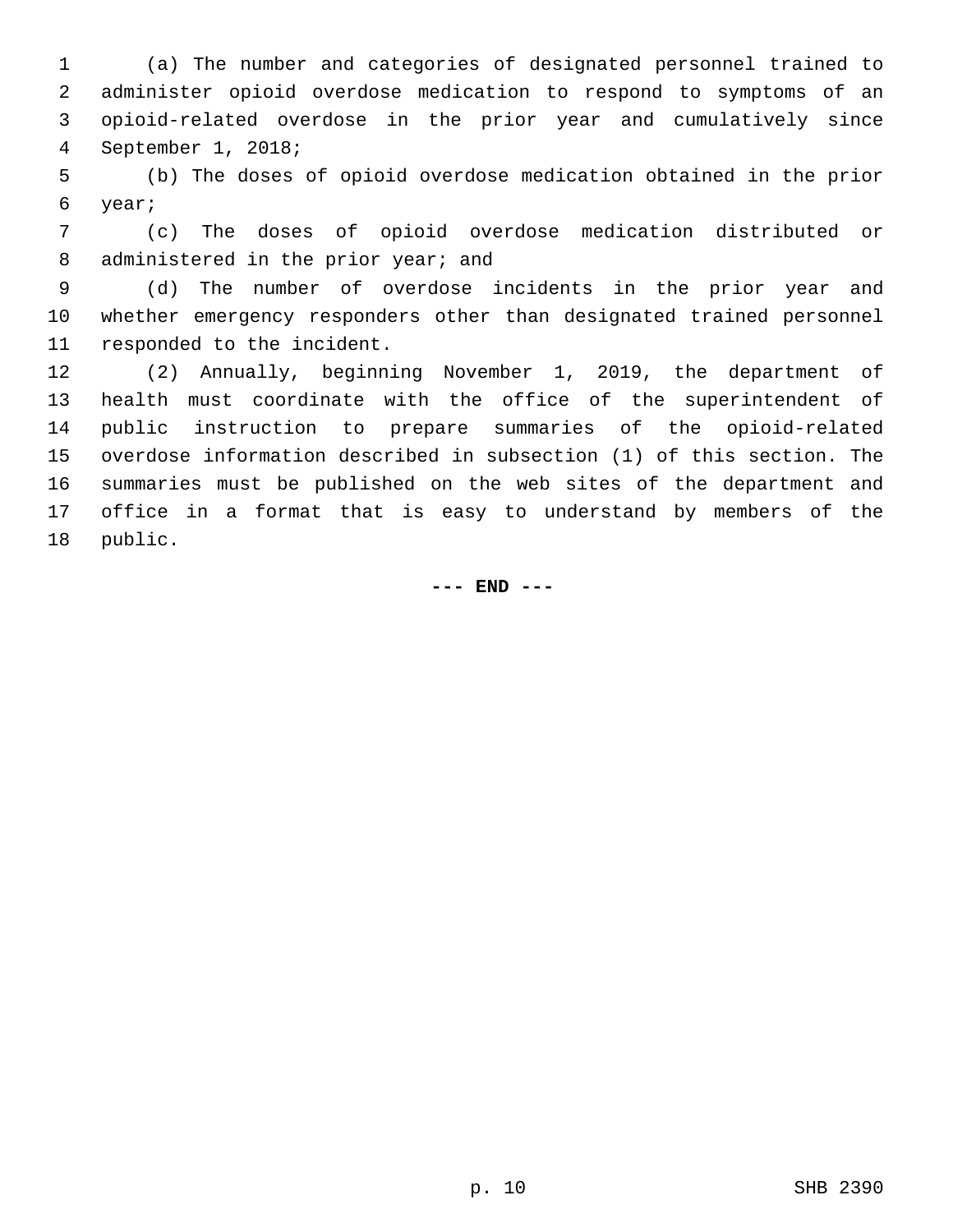(a) The number and categories of designated personnel trained to administer opioid overdose medication to respond to symptoms of an opioid-related overdose in the prior year and cumulatively since September 1, 2018;

(b) The doses of opioid overdose medication obtained in the prior year;

(c) The doses of opioid overdose medication distributed or administered in the prior year; and

(d) The number of overdose incidents in the prior year and whether emergency responders other than designated trained personnel responded to the incident.

(2) Annually, beginning November 1, 2019, the department of health must coordinate with the office of the superintendent of public instruction to prepare summaries of the opioid-related overdose information described in subsection (1) of this section. The summaries must be published on the web sites of the department and office in a format that is easy to understand by members of the public.

**--- END ---**